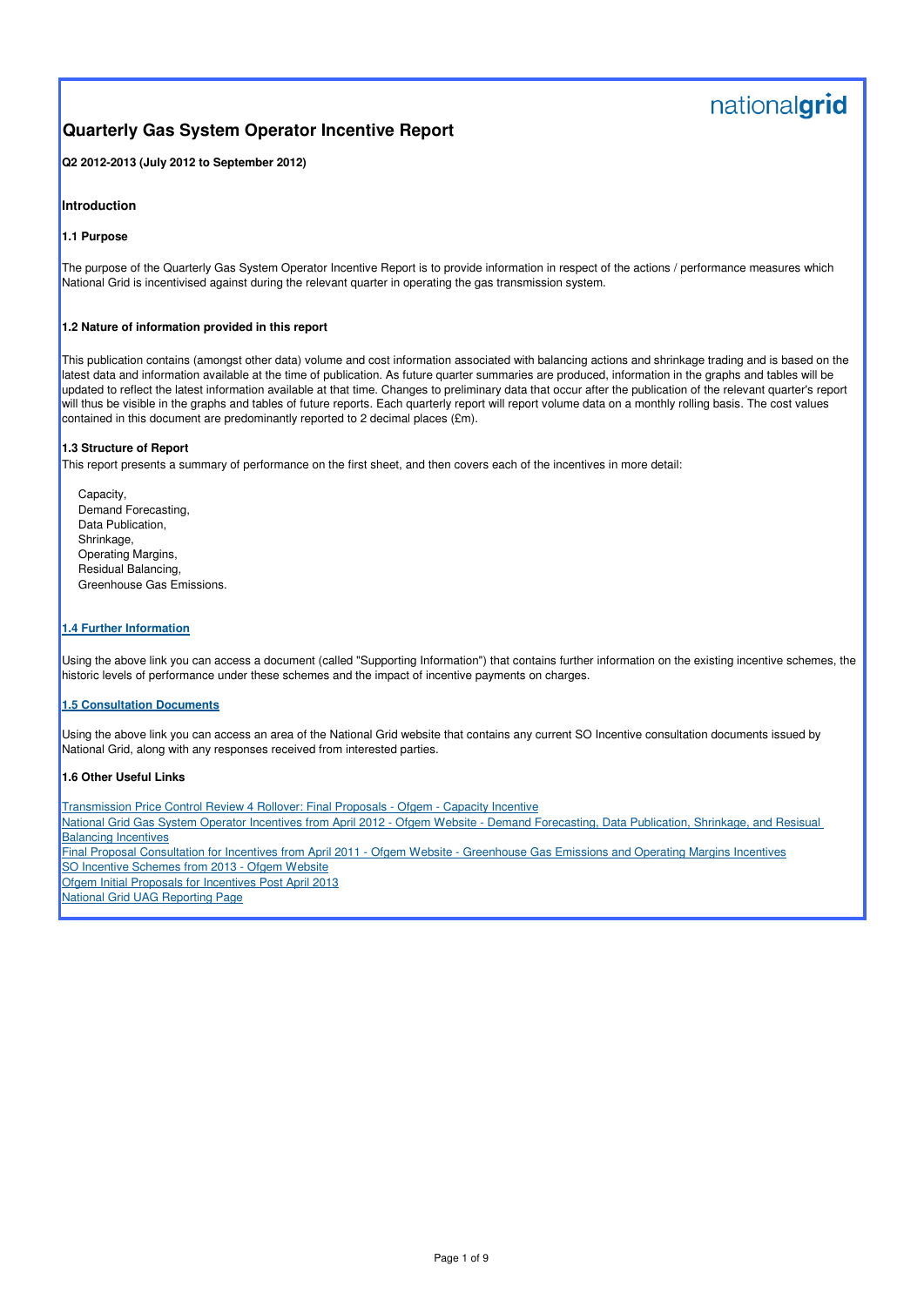nationalgrid

# Quarterly Gas System Operator Incentive Report

**Q2 2012-2013 (July 2012 to September 2012)**

## Introduction

### 1.1 Purpose

The purpose of the Quarterly Gas System Operator Incentive Report is to provide information in respect of the actions / performance measures which National Grid is incentivised against during the relevant quarter in operating the gas transmission system.

### 1.2 Nature of information provided in this report

This publication contains (amongst other data) volume and cost information associated with balancing actions and shrinkage trading and is based on the latest data and information available at the time of publication. As future quarter summaries are produced, information in the graphs and tables will be updated to reflect the latest information available at that time. Changes to preliminary data that occur after the publication of the relevant quarter's report will thus be visible in the graphs and tables of future reports. Each quarterly report will report volume data on a monthly rolling basis. The cost values contained in this document are predominantly reported to 2 decimal places (£m).

### 1.3 Structure of Report

This report presents a summary of performance on the first sheet, and then covers each of the incentives in more detail:

- Capacity,
- Demand Forecasting,
- Data Publication,
- Shrinkage,
- Operating Margins,
- Residual Balancing,
- Greenhouse Gas Emissions.

### 1.4 Further Information

Using the above link you can access a document (called "Supporting Information") that contains further information on the existing incentive schemes, the historic levels of performance under these schemes and the impact of incentive payments on charges.

### 1.5 Consultation Documents

Using the above link you can access an area of the National Grid website that contains any current SO Incentive consultation documents issued by National Grid, along with any responses received from interested parties.

### 1.6 Other Useful Links

Transmission Price Control Review 4 Rollover: Final Proposals - Ofgem - Capacity Incentive
National Grid Gas System Operator Incentives from April 2012 - Ofgem Website - Demand Forecasting, Data Publication, Shrinkage, and Resisual Balancing Incentives
Final Proposal Consultation for Incentives from April 2011 - Ofgem Website - Greenhouse Gas Emissions and Operating Margins Incentives
SO Incentive Schemes from 2013 - Ofgem Website
Ofgem Initial Proposals for Incentives Post April 2013
National Grid UAG Reporting Page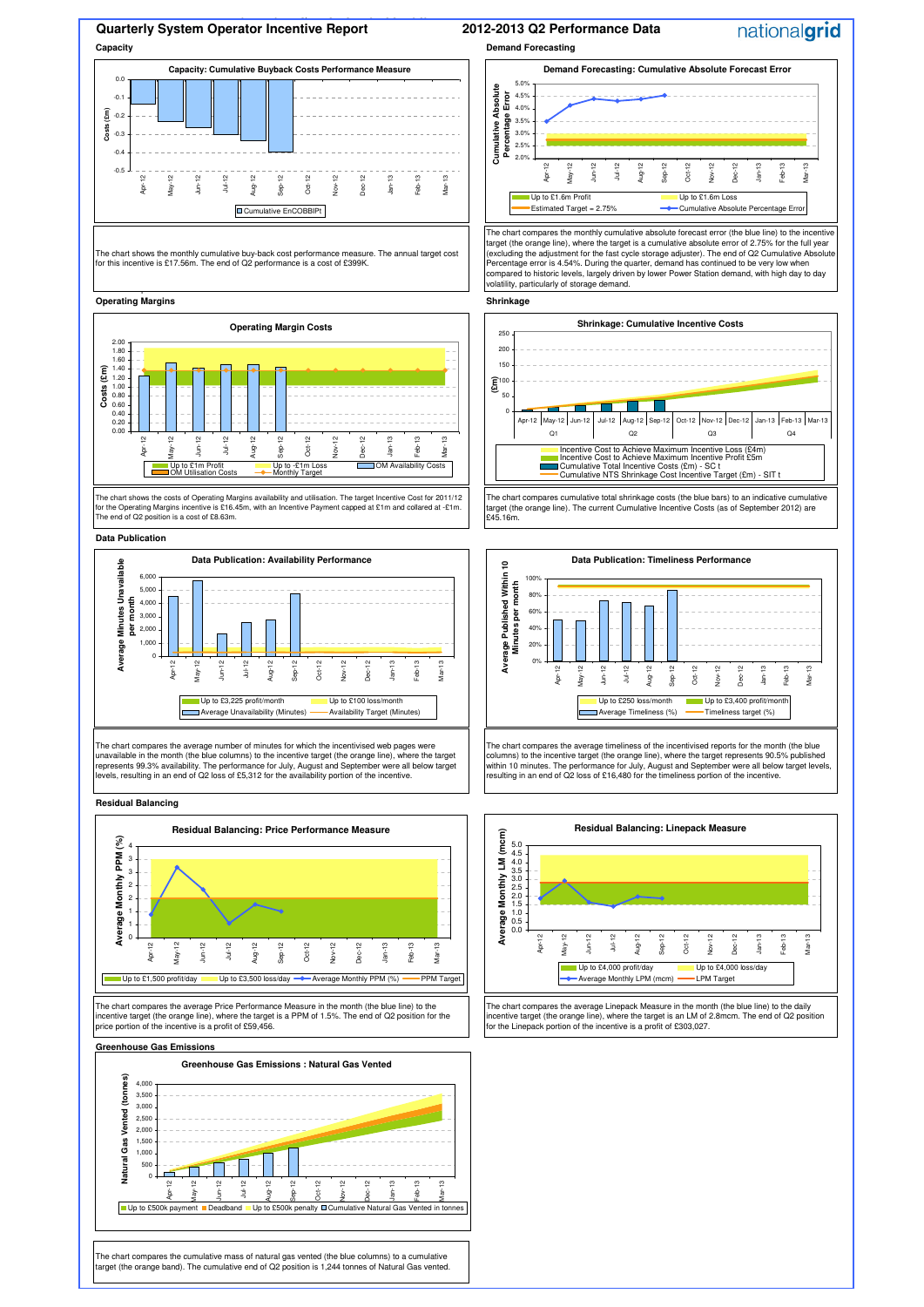# Quarterly System Operator Incentive Report

# 2012-2013 Q2 Performance Data

## Capacity

**Capacity: Cumulative Buyback Costs Performance Measure**

The chart shows the monthly cumulative buy-back cost performance measure. The annual target cost for this incentive is £17.56m. The end of Q2 performance is a cost of £399K.

## Demand Forecasting

**Demand Forecasting: Cumulative Absolute Forecast Error**

The chart compares the monthly cumulative absolute forecast error (the blue line) to the incentive target (the orange line), where the target is a cumulative absolute error of 2.75% for the full year (excluding the adjustment for the fast cycle storage adjuster). The end of Q2 Cumulative Absolute Percentage error is 4.54%. During the quarter, demand has continued to be very low when compared to historic levels, largely driven by lower Power Station demand, with high day to day volatility, particularly of storage demand.

## Operating Margins

**Operating Margin Costs**

The chart shows the costs of Operating Margins availability and utilisation. The target Incentive Cost for 2011/12 for the Operating Margins incentive is £16.45m, with an Incentive Payment capped at £1m and collared at -£1m. The end of Q2 position is a cost of £8.63m.

## Shrinkage

**Shrinkage: Cumulative Incentive Costs**

The chart compares cumulative total shrinkage costs (the blue bars) to an indicative cumulative target (the orange line). The current Cumulative Incentive Costs (as of September 2012) are £45.16m.

## Data Publication

**Data Publication: Availability Performance**

The chart compares the average number of minutes for which the incentivised web pages were unavailable in the month (the blue columns) to the incentive target (the orange line), where the target represents 99.3% availability. The performance for July, August and September were all below target levels, resulting in an end of Q2 loss of £5,312 for the availability portion of the incentive.

**Data Publication: Timeliness Performance**

The chart compares the average timeliness of the incentivised reports for the month (the blue columns) to the incentive target (the orange line), where the target represents 90.5% published within 10 minutes. The performance for July, August and September were all below target levels, resulting in an end of Q2 loss of £16,480 for the timeliness portion of the incentive.

## Residual Balancing

**Residual Balancing: Price Performance Measure**

The chart compares the average Price Performance Measure in the month (the blue line) to the incentive target (the orange line), where the target is a PPM of 1.5%. The end of Q2 position for the price portion of the incentive is a profit of £59,456.

**Residual Balancing: Linepack Measure**

The chart compares the average Linepack Measure in the month (the blue line) to the daily incentive target (the orange line), where the target is an LM of 2.8mcm. The end of Q2 position for the Linepack portion of the incentive is a profit of £303,027.

## Greenhouse Gas Emissions

**Greenhouse Gas Emissions : Natural Gas Vented**

The chart compares the cumulative mass of natural gas vented (the blue columns) to a cumulative target (the orange band). The cumulative end of Q2 position is 1,244 tonnes of Natural Gas vented.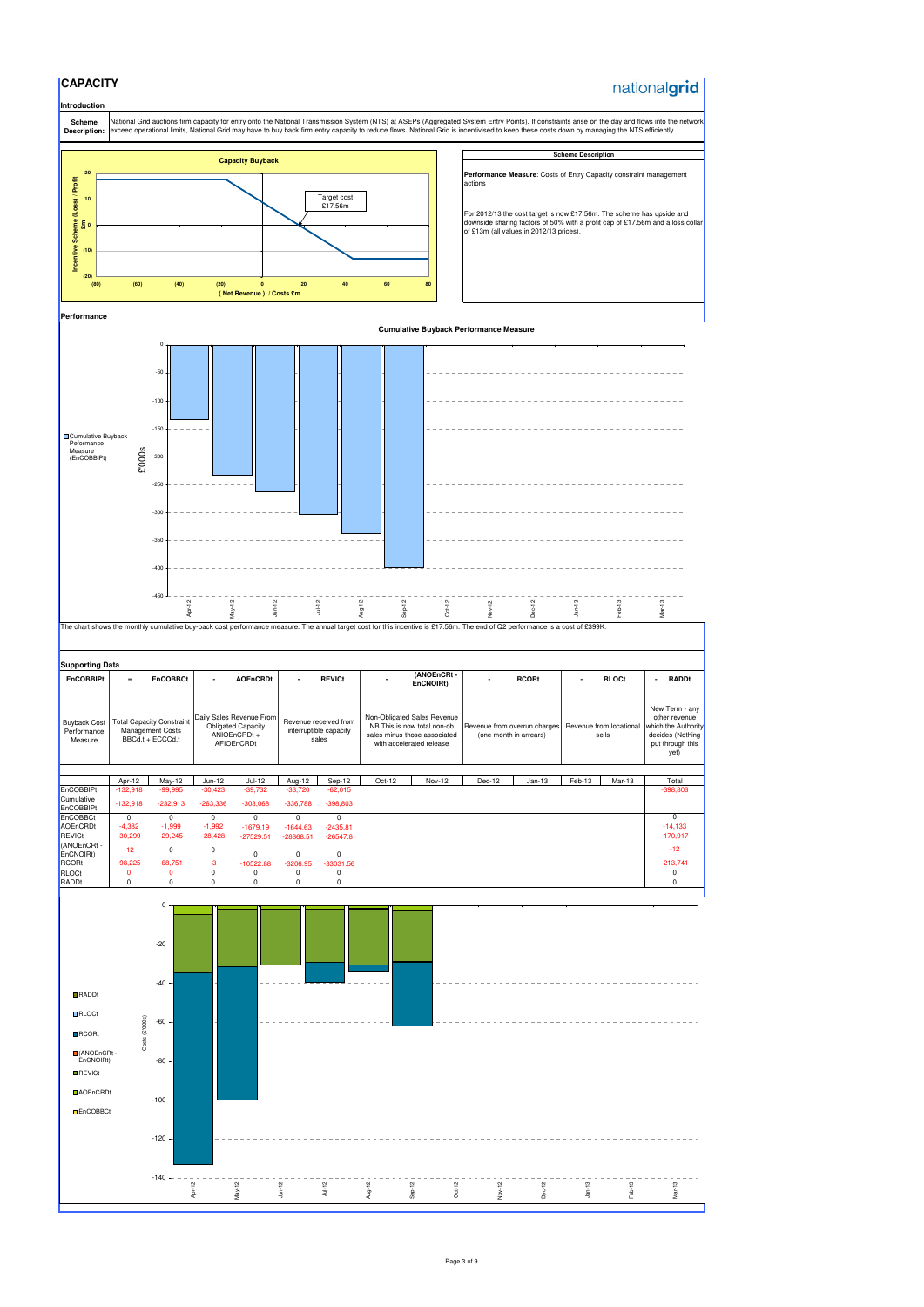# CAPACITY

nationalgrid

## Introduction

**Scheme Description:** National Grid auctions firm capacity for entry onto the National Transmission System (NTS) at ASEPs (Aggregated System Entry Points). If constraints arise on the day and flows into the network exceed operational limits, National Grid may have to buy back firm entry capacity to reduce flows. National Grid is incentivised to keep these costs down by managing the NTS efficiently.

**Capacity Buyback**

Target cost £17.56m

Incentive Scheme (Loss) / Profit £m

( Net Revenue ) / Costs £m

**Scheme Description**

**Performance Measure**: Costs of Entry Capacity constraint management actions

For 2012/13 the cost target is now £17.56m. The scheme has upside and downside sharing factors of 50% with a profit cap of £17.56m and a loss collar of £13m (all values in 2012/13 prices).

## Performance

**Cumulative Buyback Performance Measure**

Cumulative Buyback Peformance Measure (EnCOBBIPt)

£'000s

The chart shows the monthly cumulative buy-back cost performance measure. The annual target cost for this incentive is £17.56m. The end of Q2 performance is a cost of £399K.

## Supporting Data

| EnCOBBIPt | = | EnCOBBCt | - | AOEnCRDt | - | REVICt | - | (ANOEnCRt - EnCNOIRt) | - | RCORt | - | RLOCt | - | RADDt |
|---|---|---|---|---|---|---|---|---|---|---|---|---|---|---|
| Buyback Cost Performance Measure | | Total Capacity Constraint Management Costs BBCd,t + ECCCd,t | | Daily Sales Revenue From Obligated Capacity ANIOEnCRDt + AFIOEnCRDt | | Revenue received from interruptible capacity sales | | Non-Obligated Sales Revenue NB This is now total non-ob sales minus those associated with accelerated release | | Revenue from overrun charges (one month in arrears) | | Revenue from locational sells | | New Term - any other revenue which the Authority decides (Nothing put through this yet) |

| | Apr-12 | May-12 | Jun-12 | Jul-12 | Aug-12 | Sep-12 | Oct-12 | Nov-12 | Dec-12 | Jan-13 | Feb-13 | Mar-13 | Total |
|---|---|---|---|---|---|---|---|---|---|---|---|---|---|
| EnCOBBIPt | -132,918 | -99,995 | -30,423 | -39,732 | -33,720 | -62,015 | | | | | | | -398,803 |
| Cumulative EnCOBBIPt | -132,918 | -232,913 | -263,336 | -303,068 | -336,788 | -398,803 | | | | | | | |
| EnCOBBCt | 0 | 0 | 0 | 0 | 0 | 0 | | | | | | | 0 |
| AOEnCRDt | -4,382 | -1,999 | -1,992 | -1679.19 | -1644.63 | -2435.81 | | | | | | | -14,133 |
| REVICt | -30,299 | -29,245 | -28,428 | -27529.51 | -28868.51 | -26547.8 | | | | | | | -170,917 |
| (ANOEnCRt - EnCNOIRt) | -12 | 0 | 0 | 0 | 0 | 0 | | | | | | | -12 |
| RCORt | -98,225 | -68,751 | -3 | -10522.88 | -3206.95 | -33031.56 | | | | | | | -213,741 |
| RLOCt | 0 | 0 | 0 | 0 | 0 | 0 | | | | | | | 0 |
| RADDt | 0 | 0 | 0 | 0 | 0 | 0 | | | | | | | 0 |

Costs (£'000s)

RADDt, RLOCt, RCORt, (ANOEnCRt - EnCNOIRt), REVICt, AOEnCRDt, EnCOBBCt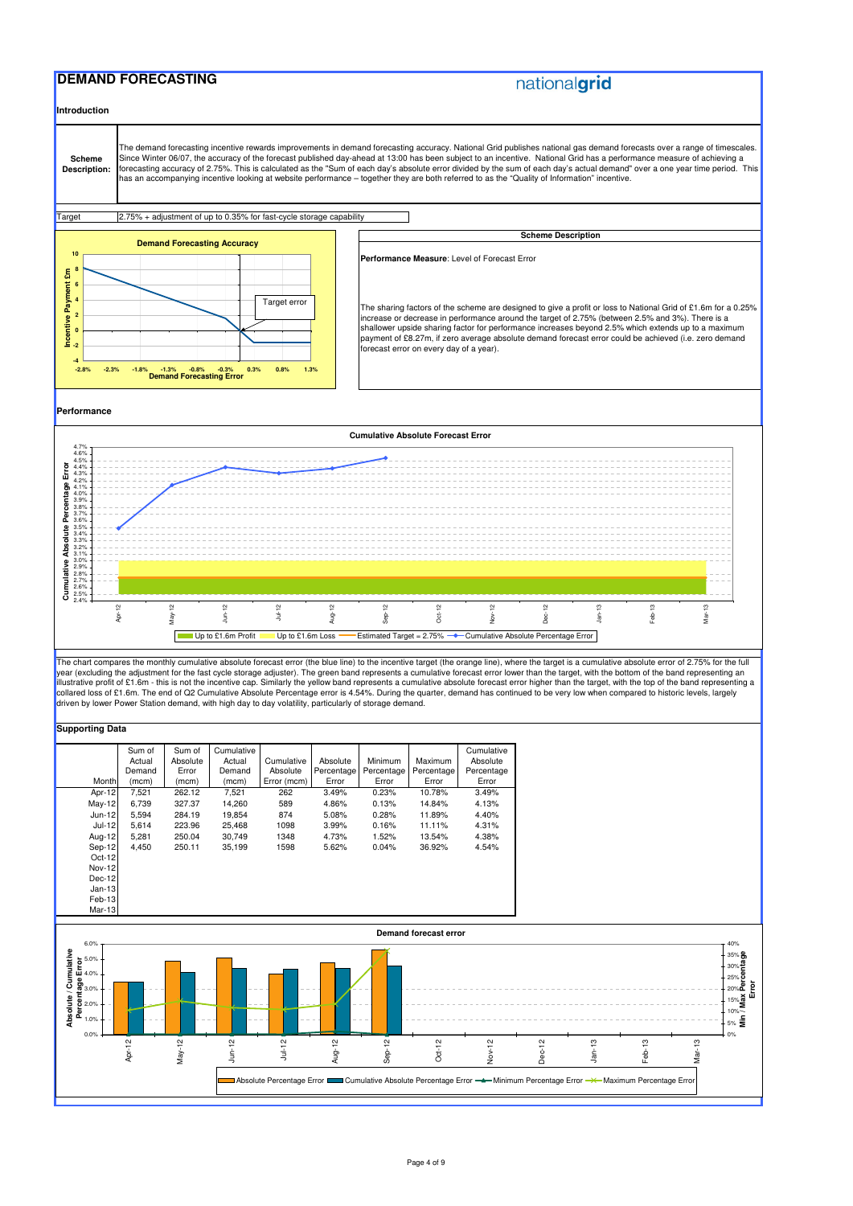# DEMAND FORECASTING

nationalgrid

## Introduction

| | |
|---|---|
| **Scheme Description:** | The demand forecasting incentive rewards improvements in demand forecasting accuracy. National Grid publishes national gas demand forecasts over a range of timescales. Since Winter 06/07, the accuracy of the forecast published day-ahead at 13:00 has been subject to an incentive. National Grid has a performance measure of achieving a forecasting accuracy of 2.75%. This is calculated as the "Sum of each day's absolute error divided by the sum of each day's actual demand" over a one year time period. This has an accompanying incentive looking at website performance – together they are both referred to as the "Quality of Information" incentive. |

| | |
|---|---|
| Target | 2.75% + adjustment of up to 0.35% for fast-cycle storage capability |

**Demand Forecasting Accuracy**

### Scheme Description

**Performance Measure**: Level of Forecast Error

The sharing factors of the scheme are designed to give a profit or loss to National Grid of £1.6m for a 0.25% increase or decrease in performance around the target of 2.75% (between 2.5% and 3%). There is a shallower upside sharing factor for performance increases beyond 2.5% which extends up to a maximum payment of £8.27m, if zero average absolute demand forecast error could be achieved (i.e. zero demand forecast error on every day of a year).

## Performance

**Cumulative Absolute Forecast Error**

The chart compares the monthly cumulative absolute forecast error (the blue line) to the incentive target (the orange line), where the target is a cumulative absolute error of 2.75% for the full year (excluding the adjustment for the fast cycle storage adjuster). The green band represents a cumulative forecast error lower than the target, with the bottom of the band representing an illustrative profit of £1.6m - this is not the incentive cap. Similarly the yellow band represents a cumulative absolute forecast error higher than the target, with the top of the band representing a collared loss of £1.6m. The end of Q2 Cumulative Absolute Percentage error is 4.54%. During the quarter, demand has continued to be very low when compared to historic levels, largely driven by lower Power Station demand, with high day to day volatility, particularly of storage demand.

## Supporting Data

| Month | Sum of Actual Demand (mcm) | Sum of Absolute Error (mcm) | Cumulative Actual Demand (mcm) | Cumulative Absolute Error (mcm) | Absolute Percentage Error | Minimum Percentage Error | Maximum Percentage Error | Cumulative Absolute Percentage Error |
|---|---|---|---|---|---|---|---|---|
| Apr-12 | 7,521 | 262.12 | 7,521 | 262 | 3.49% | 0.23% | 10.78% | 3.49% |
| May-12 | 6,739 | 327.37 | 14,260 | 589 | 4.86% | 0.13% | 14.84% | 4.13% |
| Jun-12 | 5,594 | 284.19 | 19,854 | 874 | 5.08% | 0.28% | 11.89% | 4.40% |
| Jul-12 | 5,614 | 223.96 | 25,468 | 1098 | 3.99% | 0.16% | 11.11% | 4.31% |
| Aug-12 | 5,281 | 250.04 | 30,749 | 1348 | 4.73% | 1.52% | 13.54% | 4.38% |
| Sep-12 | 4,450 | 250.11 | 35,199 | 1598 | 5.62% | 0.04% | 36.92% | 4.54% |
| Oct-12 | | | | | | | | |
| Nov-12 | | | | | | | | |
| Dec-12 | | | | | | | | |
| Jan-13 | | | | | | | | |
| Feb-13 | | | | | | | | |
| Mar-13 | | | | | | | | |

**Demand forecast error**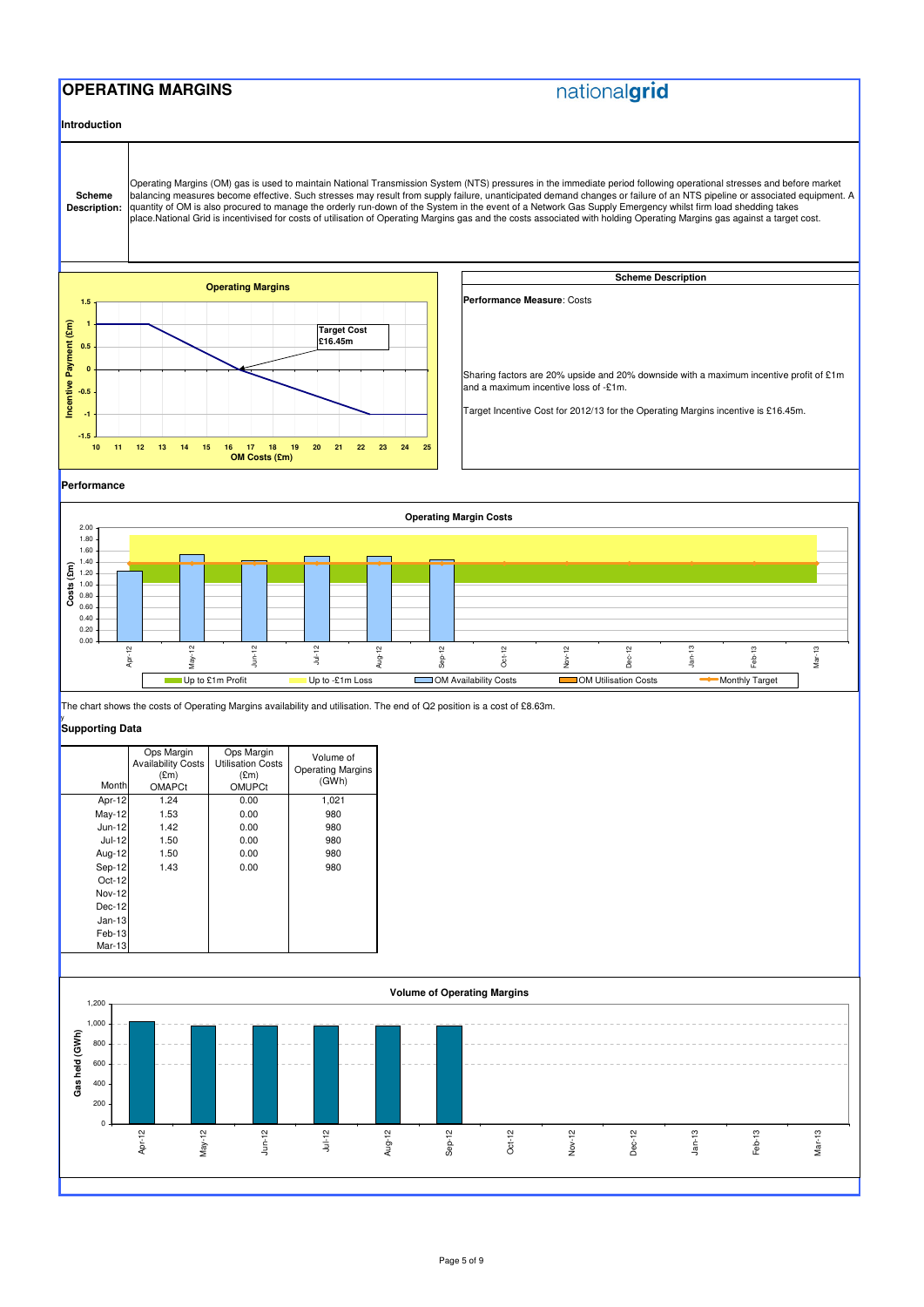# OPERATING MARGINS

nationalgrid

## Introduction

**Scheme Description:** Operating Margins (OM) gas is used to maintain National Transmission System (NTS) pressures in the immediate period following operational stresses and before market balancing measures become effective. Such stresses may result from supply failure, unanticipated demand changes or failure of an NTS pipeline or associated equipment. A quantity of OM is also procured to manage the orderly run-down of the System in the event of a Network Gas Supply Emergency whilst firm load shedding takes place.National Grid is incentivised for costs of utilisation of Operating Margins gas and the costs associated with holding Operating Margins gas against a target cost.

**Operating Margins**

Target Cost £16.45m

### Scheme Description

**Performance Measure**: Costs

Sharing factors are 20% upside and 20% downside with a maximum incentive profit of £1m and a maximum incentive loss of -£1m.

Target Incentive Cost for 2012/13 for the Operating Margins incentive is £16.45m.

## Performance

**Operating Margin Costs**

The chart shows the costs of Operating Margins availability and utilisation. The end of Q2 position is a cost of £8.63m.

## Supporting Data

| Month | Ops Margin Availability Costs (£m) OMAPCt | Ops Margin Utilisation Costs (£m) OMUPCt | Volume of Operating Margins (GWh) |
|---|---|---|---|
| Apr-12 | 1.24 | 0.00 | 1,021 |
| May-12 | 1.53 | 0.00 | 980 |
| Jun-12 | 1.42 | 0.00 | 980 |
| Jul-12 | 1.50 | 0.00 | 980 |
| Aug-12 | 1.50 | 0.00 | 980 |
| Sep-12 | 1.43 | 0.00 | 980 |
| Oct-12 | | | |
| Nov-12 | | | |
| Dec-12 | | | |
| Jan-13 | | | |
| Feb-13 | | | |
| Mar-13 | | | |

**Volume of Operating Margins**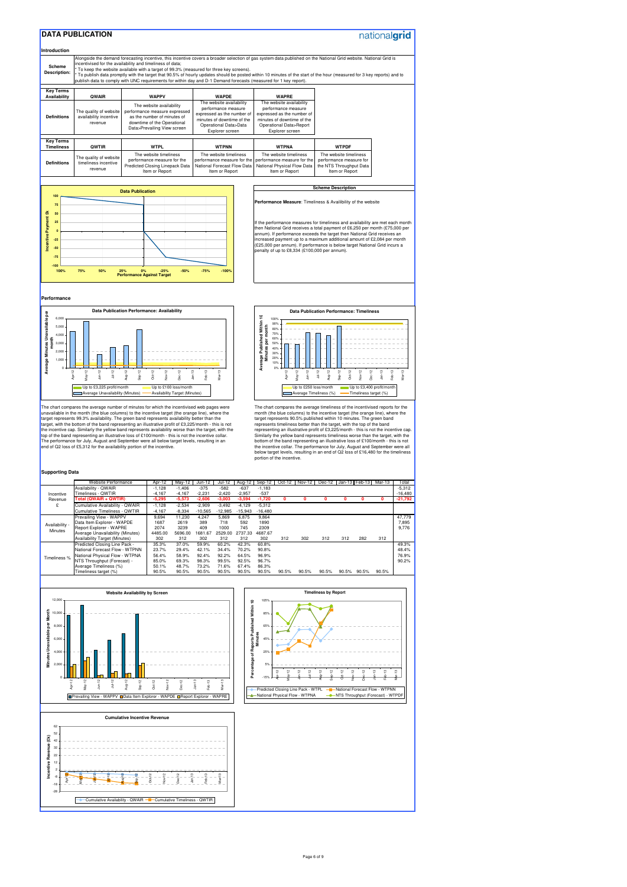# DATA PUBLICATION

nationalgrid

## Introduction

**Scheme Description:** Alongside the demand forecasting incentive, this incentive covers a broader selection of gas system data published on the National Grid website. National Grid is incentivised for the availability and timeliness of data;
* To keep the website available with a target of 99.3% (measured for three key screens).
* To publish data promptly with the target that 90.5% of hourly updates should be posted within 10 minutes of the start of the hour (measured for 3 key reports) and to publish data to comply with UNC requirements for within day and D-1 Demand forecasts (measured for 1 key report).

| Key Terms Availability | QWAIR | WAPPV | WAPDE | WAPRE |
|---|---|---|---|---|
| Definitions | The quality of website availability incentive revenue | The website availability performance measure expressed as the number of minutes of downtime of the Operational Data>Prevailing View screen | The website availability performance measure expressed as the number of minutes of downtime of the Operational Data>Data Explorer screen | The website availability performance measure expressed as the number of minutes of downtime of the Operational Data>Report Explorer screen |

| Key Terms Timeliness | QWTIR | WTPL | WTPNN | WTPNA | WTPDF |
|---|---|---|---|---|---|
| Definitions | The quality of website timeliness incentive revenue | The website timeliness performance measure for the Predicted Closing Linepack Data Item or Report | The website timeliness performance measure for the National Forecast Flow Data Item or Report | The website timeliness performance measure for the National Physical Flow Data Item or Report | The website timeliness performance measure for the NTS Throughput Data Item or Report |

### Scheme Description

**Performance Measure**: Timeliness & Availibility of the website

If the performance measures for timeliness and availability are met each month then National Grid receives a total payment of £6,250 per month (£75,000 per annum). If performance exceeds the target then National Grid receives an increased payment up to a maximum additional amount of £2,084 per month (£25,000 per annum). If performance is below target National Grid incurs a penalty of up to £8,334 (£100,000 per annum).

## Performance

The chart compares the average number of minutes for which the incentivised web pages were unavailable in the month (the blue columns) to the incentive target (the orange line), where the target represents 99.3% availability. The green band represents availability better than the target, with the bottom of the band representing an illustrative profit of £3,225/month - this is not the incentive cap. Similarly the yellow band represents availability worse than the target, with the top of the band representing an illustrative loss of £100/month - this is not the incentive collar. The performance for July, August and September were all below target levels, resulting in an end of Q2 loss of £5,312 for the availability portion of the incentive.

The chart compares the average timeliness of the incentivised reports for the month (the blue columns) to the incentive target (the orange line), where the target represents 90.5% published within 10 minutes. The green band represents timeliness better than the target, with the top of the band representing an illustrative profit of £3,225/month - this is not the incentive cap. Similarly the yellow band represents timeliness worse than the target, with the bottom of the band representing an illustrative loss of £100/month - this is not the incentive collar. The performance for July, August and September were all below target levels, resulting in an end of Q2 loss of £16,480 for the timeliness portion of the incentive.

## Supporting Data

| | Website Performance | Apr-12 | May-12 | Jun-12 | Jul-12 | Aug-12 | Sep-12 | Oct-12 | Nov-12 | Dec-12 | Jan-13 | Feb-13 | Mar-13 | Total |
|---|---|---|---|---|---|---|---|---|---|---|---|---|---|---|
| Incentive Revenue £ | Availability - QWAIR | -1,128 | -1,406 | -375 | -582 | -637 | -1,183 | | | | | | | -5,312 |
| | Timeliness - QWTIR | -4,167 | -4,167 | -2,231 | -2,420 | -2,957 | -537 | | | | | | | -16,480 |
| | **Total (QWAIR + QWTIR)** | **-5,295** | **-5,573** | **-2,606** | **-3,003** | **-3,594** | **-1,720** | **0** | **0** | **0** | **0** | **0** | **0** | **-21,792** |
| | Cumulative Availability - QWAIR | -1,128 | -2,534 | -2,909 | -3,492 | -4,129 | -5,312 | | | | | | | |
| | Cumulative Timeliness - QWTIR | -4,167 | -8,334 | -10,565 | -12,985 | -15,943 | -16,480 | | | | | | | |
| Availability - Minutes | Prevailing View - WAPPV | 9,694 | 11,230 | 4,247 | 5,869 | 6,875 | 9,864 | | | | | | | 47,779 |
| | Data Item Explorer - WAPDE | 1687 | 2619 | 389 | 718 | 592 | 1890 | | | | | | | 7,895 |
| | Report Explorer - WAPRE | 2074 | 3239 | 409 | 1000 | 745 | 2309 | | | | | | | 9,776 |
| | Average Unavailability (Minutes) | 4485.00 | 5696.00 | 1681.67 | 2529.00 | 2737.33 | 4687.67 | | | | | | | |
| | Availability Target (Minutes) | 302 | 312 | 302 | 312 | 312 | 302 | 312 | 302 | 312 | 312 | 282 | 312 | |
| Timeliness % | Predicted Closing Line Pack - | 35.3% | 37.0% | 59.9% | 60.2% | 42.3% | 60.8% | | | | | | | 49.3% |
| | National Forecast Flow - WTPNN | 23.7% | 29.4% | 42.1% | 34.4% | 70.2% | 90.8% | | | | | | | 48.4% |
| | National Physical Flow - WTPNA | 56.4% | 58.9% | 92.4% | 92.2% | 64.5% | 96.9% | | | | | | | 76.9% |
| | NTS Throughput (Forecast) - | 85.0% | 69.3% | 98.3% | 99.5% | 92.5% | 96.7% | | | | | | | 90.2% |
| | Average Timeliness (%) | 50.1% | 48.7% | 73.2% | 71.6% | 67.4% | 86.3% | | | | | | | |
| | Timeliness target (%) | 90.5% | 90.5% | 90.5% | 90.5% | 90.5% | 90.5% | 90.5% | 90.5% | 90.5% | 90.5% | 90.5% | 90.5% | |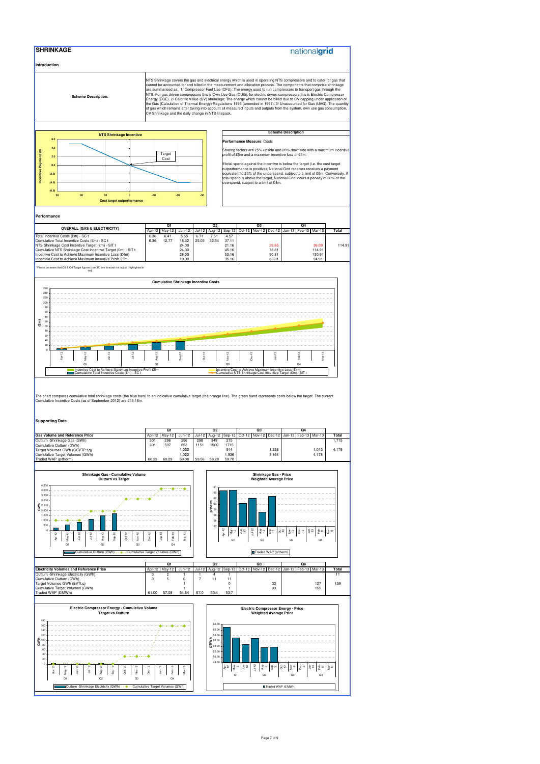# SHRINKAGE

nationalgrid

## Introduction

**Scheme Description:**

NTS Shrinkage covers the gas and electrical energy which is used in operating NTS compressors and to cater for gas that cannot be accounted for and billed in the measurement and allocation process. The components that comprise shrinkage are summarised as: 1/ Compressor Fuel Use (CFU): The energy used to run compressors to transport gas through the NTS. For gas driven compressors this is Own Use Gas (OUG), for electric driven compressors this is Electric Compressor Energy (ECE). 2/ Calorific Value (CV) shrinkage: The energy which cannot be billed due to CV capping under application of the Gas (Calculation of Thermal Energy) Regulations 1996 (amended in 1997). 3/ Unaccounted for Gas (UAG): The quantity of gas which remains after taking into account all measured inputs and outputs from the system, own use gas consumption, CV Shrinkage and the daily change in NTS linepack.

### Scheme Description

**Performance Measure**: Costs

Sharing factors are 25% upside and 20% downside with a maximum incentive profit of £5m and a maximum incentive loss of £4m.

If total spend against the incentive is below the target (i.e. the cost target outperformance is positive), National Grid receives receives a payment equivalent to 25% of the underspend, subject to a limit of £5m. Conversely, if total spend is above the target, National Grid incurs a penalty of 20% of the overspend, subject to a limit of £4m.

## Performance

| OVERALL (GAS & ELECTRICITY) | Q1 | | | Q2 | | | Q3 | | | Q4 | | | Total |
|---|---|---|---|---|---|---|---|---|---|---|---|---|---|
| | Apr-12 | May-12 | Jun-12 | Jul-12 | Aug-12 | Sep-12 | Oct-12 | Nov-12 | Dec-12 | Jan-13 | Feb-13 | Mar-13 | |
| Total Incentive Costs (£m) - SC t | 6.36 | 6.41 | 5.55 | 6.71 | 7.51 | 4.57 | | | | | | | |
| Cumulative Total Incentive Costs (£m) - SC t | 6.36 | 12.77 | 18.32 | 25.03 | 32.54 | 37.11 | | | | | | | |
| NTS Shrinkage Cost Incentive Target (£m) - SIT t | | | 24.00 | | | 21.16 | | | 33.65 | | | 36.09 | 114.91 |
| Cumulative NTS Shrinkage Cost Incentive Target (£m) - SIT t | | | 24.00 | | | 45.16 | | | 78.81 | | | 114.91 | |
| Incentive Cost to Achieve Maximum Incentive Loss (£4m) | | | 28.00 | | | 53.16 | | | 90.81 | | | 130.91 | |
| Incentive Cost to Achieve Maximum Incentive Profit £5m | | | 19.00 | | | 35.16 | | | 63.81 | | | 94.91 | |

*Please be aware that Q3 & Q4 Target figures (row 35) are forecast not actual (highlighted in red)

The chart compares cumulative total shrinkage costs (the blue bars) to an indicative cumulative target (the orange line). The green band represents costs below the target. The current Cumulative Incentive Costs (as of September 2012) are £45.16m.

## Supporting Data

| Gas Volume and Reference Price | Q1 | | | Q2 | | | Q3 | | | Q4 | | | Total |
|---|---|---|---|---|---|---|---|---|---|---|---|---|---|
| | Apr-12 | May-12 | Jun-12 | Jul-12 | Aug-12 | Sep-12 | Oct-12 | Nov-12 | Dec-12 | Jan-13 | Feb-13 | Mar-13 | |
| Outturn -Shrinkage Gas (GWh) | 301 | 296 | 256 | 298 | 349 | 215 | | | | | | | 1,715 |
| Cumulative Outturn (GWh) | 301 | 597 | 853 | 1151 | 1500 | 1715 | | | | | | | |
| Target Volumes GWh (GSVTP t,q) | | | 1,022 | | | 914 | | | 1,228 | | | 1,015 | 4,178 |
| Cumulative Target Volumes (GWh) | | | 1,022 | | | 1,936 | | | 3,164 | | | 4,178 | |
| Traded WAP (p/therm) | 60.23 | 60.29 | 59.08 | 59.56 | 58.28 | 59.70 | | | | | | | |

| Electricity Volumes and Reference Price | Q1 | | | Q2 | | | Q3 | | | Q4 | | | Total |
|---|---|---|---|---|---|---|---|---|---|---|---|---|---|
| | Apr-12 | May-12 | Jun-12 | Jul-12 | Aug-12 | Sep-12 | Oct-12 | Nov-12 | Dec-12 | Jan-13 | Feb-13 | Mar-13 | |
| Outturn -Shrinkage Electricity (GWh) | 3 | 2 | 1 | 1 | 4 | 1 | | | | | | | 11 |
| Cumulative Outturn (GWh) | 3 | 5 | 6 | 7 | 11 | 11 | | | | | | | |
| Target Volumes GWh (EVTt,q) | | | 1 | | | 0 | | | 32 | | | 127 | 159 |
| Cumulative Target Volumes (GWh) | | | 1 | | | 1 | | | 33 | | | 159 | |
| Traded WAP (£/MWh) | 61.00 | 57.08 | 54.64 | 57.0 | 53.4 | 53.7 | | | | | | | |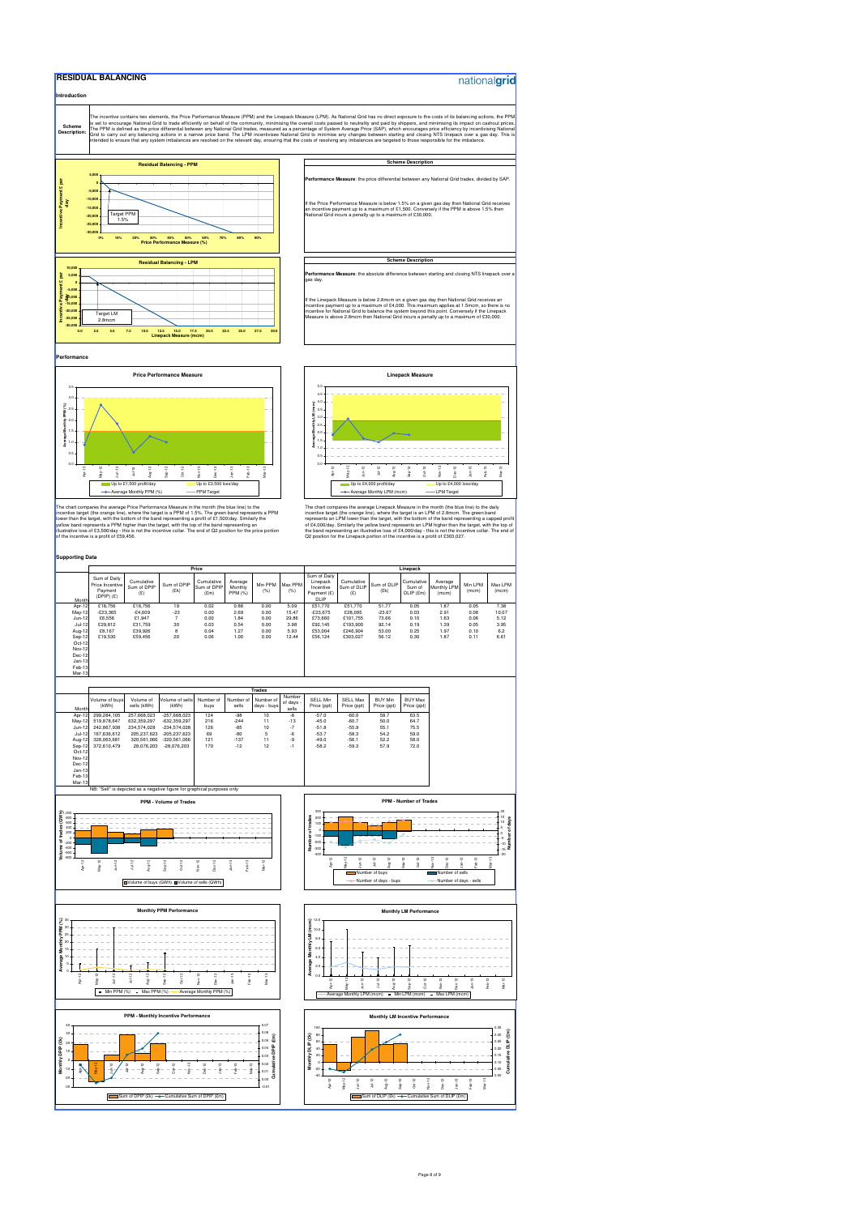# RESIDUAL BALANCING

nationalgrid

## Introduction

**Scheme Description:** The incentive contains two elements, the Price Performance Measure (PPM) and the Linepack Measure (LPM). As National Grid has no direct exposure to the costs of its balancing actions, the PPM is set to encourage National Grid to trade efficiently on behalf of the community, minimising the overall costs passed to neutrality and paid by shippers, and minimising its impact on cashout prices. The PPM is defined as the price differential between any National Grid trades, measured as a percentage of System Average Price (SAP), which encourages price efficiency by incentivising National Grid to carry out any balancing actions in a narrow price band. The LPM incentivises National Grid to minimise any changes between starting and closing NTS linepack over a gas day. This is intended to ensure that any system imbalances are resolved on the relevant day, ensuring that the costs of resolving any imbalances are targeted to those responsible for the imbalance.

**Scheme Description**

**Performance Measure**: the price differential between any National Grid trades, divided by SAP.

If the Price Performance Measure is below 1.5% on a given gas day then National Grid receives an incentive payment up to a maximum of £1,500. Conversely if the PPM is above 1.5% then National Grid incurs a penalty up to a maximum of £30,000.

**Scheme Description**

**Performance Measure**: the absolute difference between starting and closing NTS linepack over a gas day.

If the Linepack Measure is below 2.8mcm on a given gas day then National Grid receives an incentive payment up to a maximum of £4,000. This maximum applies at 1.5mcm, so there is no incentive for National Grid to balance the system beyond this point. Conversely if the Linepack Measure is above 2.8mcm then National Grid incurs a penalty up to a maximum of £30,000.

## Performance

The chart compares the average Price Performance Measure in the month (the blue line) to the incentive target (the orange line), where the target is a PPM of 1.5%. The green band represents a PPM lower than the target, with the bottom of the band representing a profit of £1,500/day. Similarly the yellow band represents a PPM higher than the target, with the top of the band representing an illustrative loss of £3,500/day - this is not the incentive collar. The end of Q2 position for the price portion of the incentive is a profit of £59,456.

The chart compares the average Linepack Measure in the month (the blue line) to the daily incentive target (the orange line), where the target is an LPM of 2.8mcm. The green band represents an LPM lower than the target, with the bottom of the band representing a capped profit of £4,000/day. Similarly the yellow band represents an LPM higher than the target, with the top of the band representing an illustrative loss of £4,000/day - this is not the incentive collar. The end of Q2 position for the Linepack portion of the incentive is a profit of £303,027.

## Supporting Data

| | Price | | | | | | | Linepack | | | | | | |
|---|---|---|---|---|---|---|---|---|---|---|---|---|---|---|
| Month | Sum of Daily Price Incentive Payment (DPIP) (£) | Cumulative Sum of DPIP (£) | Sum of DPIP (£k) | Cumulative Sum of DPIP (£m) | Average Monthly PPM (%) | Min PPM (%) | Max PPM (%) | Sum of Daily Linepack Incentive Payment (£) DLIP | Cumulative Sum of DLIP (£) | Sum of DLIP (£k) | Cumulative Sum of DLIP (£m) | Average Monthly LPM (mcm) | Min LPM (mcm) | Max LPM (mcm) |
| Apr-12 | £18,756 | £18,756 | 19 | 0.02 | 0.88 | 0.00 | 5.09 | £51,770 | £51,770 | 51.77 | 0.05 | 1.87 | 0.05 | 7.38 |
| May-12 | -£23,365 | -£4,609 | -23 | 0.00 | 2.69 | 0.00 | 15.47 | -£23,675 | £28,095 | -23.67 | 0.03 | 2.91 | 0.08 | 10.07 |
| Jun-12 | £6,556 | £1,947 | 7 | 0.00 | 1.84 | 0.00 | 29.86 | £73,660 | £101,755 | 73.66 | 0.10 | 1.63 | 0.06 | 5.12 |
| Jul-12 | £29,812 | £31,759 | 30 | 0.03 | 0.54 | 0.00 | 3.98 | £92,145 | £193,900 | 92.14 | 0.19 | 1.39 | 0.05 | 3.95 |
| Aug-12 | £8,167 | £39,926 | 8 | 0.04 | 1.27 | 0.00 | 5.93 | £53,004 | £246,904 | 53.00 | 0.25 | 1.97 | 0.10 | 6.2 |
| Sep-12 | £19,530 | £59,456 | 20 | 0.06 | 1.00 | 0.00 | 12.44 | £56,124 | £303,027 | 56.12 | 0.30 | 1.87 | 0.11 | 6.61 |
| Oct-12 | | | | | | | | | | | | | | |
| Nov-12 | | | | | | | | | | | | | | |
| Dec-12 | | | | | | | | | | | | | | |
| Jan-13 | | | | | | | | | | | | | | |
| Feb-13 | | | | | | | | | | | | | | |
| Mar-13 | | | | | | | | | | | | | | |

| | Trades | | | | | | | | | | |
|---|---|---|---|---|---|---|---|---|---|---|---|
| Month | Volume of buys (kWh) | Volume of sells (kWh) | Volume of sells (kWh) | Number of buys | Number of sells | Number of days - buys | Number of days - sells | SELL Min Price (ppt) | SELL Max Price (ppt) | BUY Min Price (ppt) | BUY Max Price (ppt) |
| Apr-12 | 299,284,105 | 257,668,023 | -257,668,023 | 124 | -98 | 10 | -8 | -57.0 | -60.0 | 58.7 | 63.5 |
| May-12 | 519,878,647 | 632,359,297 | -632,359,297 | 216 | -244 | 11 | -13 | -45.0 | -60.7 | 50.0 | 64.7 |
| Jun-12 | 242,867,938 | 234,574,028 | -234,574,028 | 126 | -85 | 10 | -7 | -51.8 | -55.9 | 55.1 | 75.5 |
| Jul-12 | 167,636,612 | 205,237,623 | -205,237,623 | 69 | -80 | 5 | -6 | -53.7 | -58.3 | 54.2 | 59.0 |
| Aug-12 | 328,063,681 | 320,561,066 | -320,561,066 | 121 | -137 | 11 | -9 | -49.0 | -56.1 | 52.2 | 58.0 |
| Sep-12 | 372,610,479 | 28,076,203 | -28,076,203 | 170 | -12 | 12 | -1 | -58.2 | -59.3 | 57.9 | 72.0 |
| Oct-12 | | | | | | | | | | | |
| Nov-12 | | | | | | | | | | | |
| Dec-12 | | | | | | | | | | | |
| Jan-13 | | | | | | | | | | | |
| Feb-13 | | | | | | | | | | | |
| Mar-13 | | | | | | | | | | | |

NB: "Sell" is depicted as a negative figure for graphical purposes only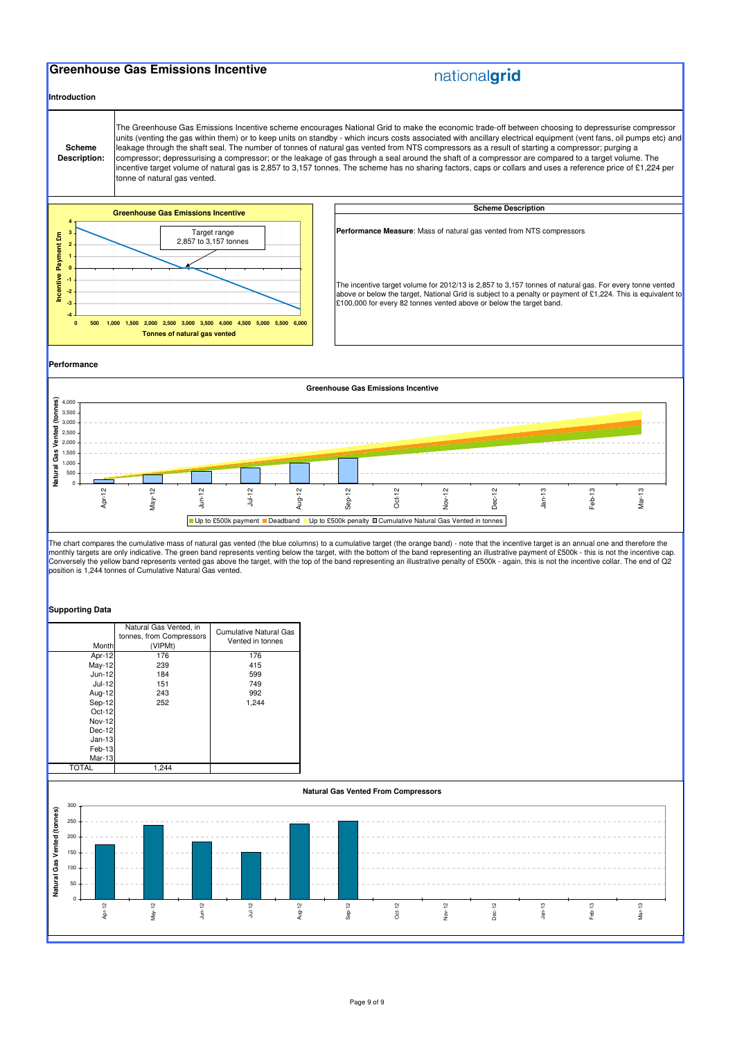# Greenhouse Gas Emissions Incentive

nationalgrid

## Introduction

**Scheme Description:**

The Greenhouse Gas Emissions Incentive scheme encourages National Grid to make the economic trade-off between choosing to depressurise compressor units (venting the gas within them) or to keep units on standby - which incurs costs associated with ancillary electrical equipment (vent fans, oil pumps etc) and leakage through the shaft seal. The number of tonnes of natural gas vented from NTS compressors as a result of starting a compressor; purging a compressor; depressurising a compressor; or the leakage of gas through a seal around the shaft of a compressor are compared to a target volume. The incentive target volume of natural gas is 2,857 to 3,157 tonnes. The scheme has no sharing factors, caps or collars and uses a reference price of £1,224 per tonne of natural gas vented.

Greenhouse Gas Emissions Incentive

Incentive Payment £m

4
3
2
1
0
-1
-2
-3
-4

Target range
2,857 to 3,157 tonnes

0 500 1,000 1,500 2,000 2,500 3,000 3,500 4,000 4,500 5,000 5,500 6,000

Tonnes of natural gas vented

### Scheme Description

**Performance Measure**: Mass of natural gas vented from NTS compressors

The incentive target volume for 2012/13 is 2,857 to 3,157 tonnes of natural gas. For every tonne vented above or below the target, National Grid is subject to a penalty or payment of £1,224. This is equivalent to £100,000 for every 82 tonnes vented above or below the target band.

## Performance

Greenhouse Gas Emissions Incentive

Natural Gas Vented (tonnes)

4,000
3,500
3,000
2,500
2,000
1,500
1,000
500
0

Apr-12 May-12 Jun-12 Jul-12 Aug-12 Sep-12 Oct-12 Nov-12 Dec-12 Jan-13 Feb-13 Mar-13

Up to £500k payment | Deadband | Up to £500k penalty | Cumulative Natural Gas Vented in tonnes

The chart compares the cumulative mass of natural gas vented (the blue columns) to a cumulative target (the orange band) - note that the incentive target is an annual one and the monthly targets are only indicative. The green band represents venting below the target, with the bottom of the band representing an illustrative payment of £500k - this is not the incentive cap. Conversely the yellow band represents vented gas above the target, with the top of the band representing an illustrative penalty of £500k - again, this is not the incentive collar. The end of Q2 position is 1,244 tonnes of Cumulative Natural Gas vented.

## Supporting Data

| Month | Natural Gas Vented, in tonnes, from Compressors (VIPMt) | Cumulative Natural Gas Vented in tonnes |
|---|---|---|
| Apr-12 | 176 | 176 |
| May-12 | 239 | 415 |
| Jun-12 | 184 | 599 |
| Jul-12 | 151 | 749 |
| Aug-12 | 243 | 992 |
| Sep-12 | 252 | 1,244 |
| Oct-12 | | |
| Nov-12 | | |
| Dec-12 | | |
| Jan-13 | | |
| Feb-13 | | |
| Mar-13 | | |
| TOTAL | 1,244 | |

Natural Gas Vented From Compressors

Natural Gas Vented (tonnes)

300
250
200
150
100
50
0

Apr-12 May-12 Jun-12 Jul-12 Aug-12 Sep-12 Oct-12 Nov-12 Dec-12 Jan-13 Feb-13 Mar-13